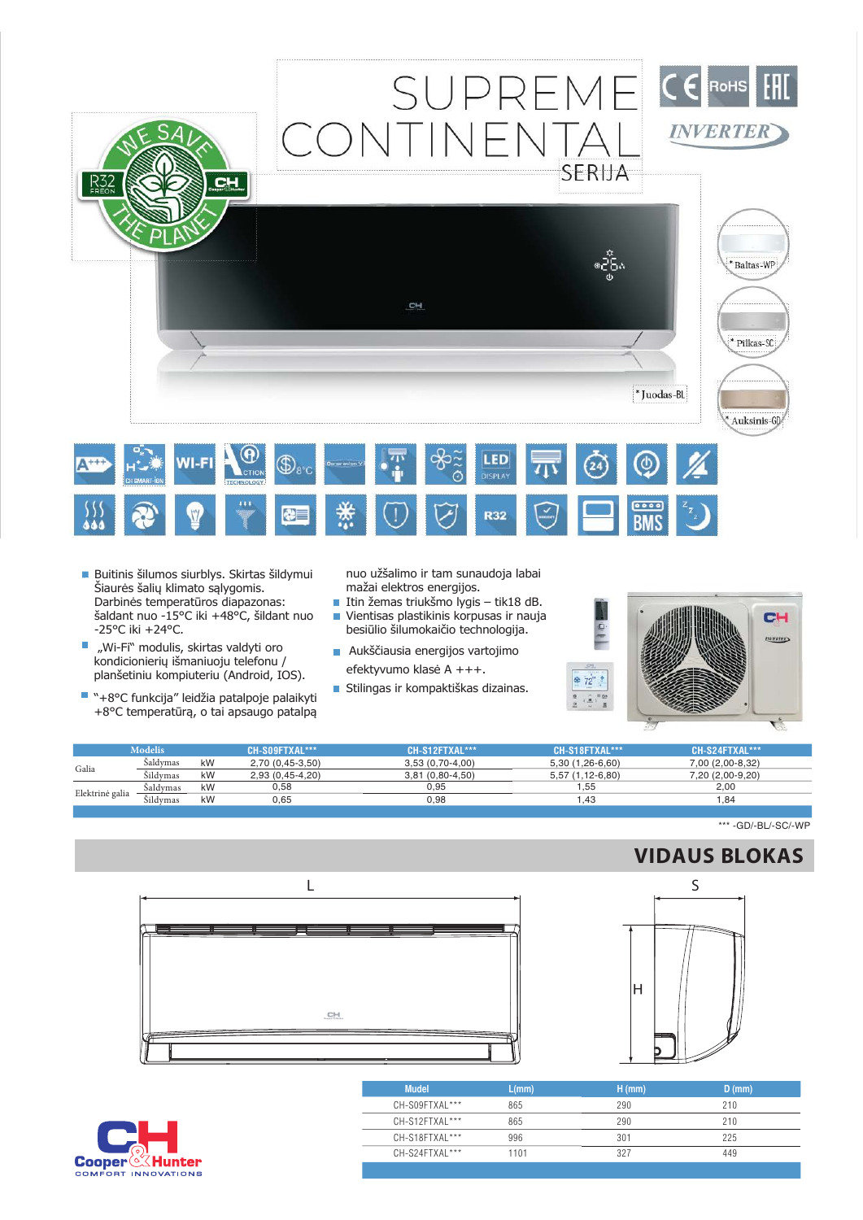# SUPREME CONTINENTAL

SERIJA

INVERTER

* Baltas-WP
* Pilkas-SC
* Juodas-BL
* Auksinis-GD

- Buitinis šilumos siurblys. Skirtas šildymui Šiaurės šalių klimato sąlygomis. Darbinės temperatūros diapazonas: šaldant nuo -15°C iki +48°C, šildant nuo -25°C iki +24°C.
- „Wi-Fi" modulis, skirtas valdyti oro kondicionierių išmaniuoju telefonu / planšetiniu kompiuteriu (Android, IOS).
- "+8°C funkcija" leidžia patalpoje palaikyti +8°C temperatūrą, o tai apsaugo patalpą nuo užšalimo ir tam sunaudoja labai mažai elektros energijos.
- Itin žemas triukšmo lygis – tik18 dB.
- Vientisas plastikinis korpusas ir nauja besiūlio šilumokaičio technologija.
- Aukščiausia energijos vartojimo efektyvumo klasė A +++.
- Stilingas ir kompaktiškas dizainas.

| Modelis | | | CH-S09FTXAL*** | CH-S12FTXAL*** | CH-S18FTXAL*** | CH-S24FTXAL*** |
|---|---|---|---|---|---|---|
| Galia | Šaldymas | kW | 2,70 (0,45-3,50) | 3,53 (0,70-4,00) | 5,30 (1,26-6,60) | 7,00 (2,00-8,32) |
| | Šildymas | kW | 2,93 (0,45-4,20) | 3,81 (0,80-4,50) | 5,57 (1,12-6,80) | 7,20 (2,00-9,20) |
| Elektrinė galia | Šaldymas | kW | 0,58 | 0,95 | 1,55 | 2,00 |
| | Šildymas | kW | 0,65 | 0,98 | 1,43 | 1,84 |

*** -GD/-BL/-SC/-WP

## VIDAUS BLOKAS

L

S

H

| Mudel | L(mm) | H (mm) | D (mm) |
|---|---|---|---|
| CH-S09FTXAL*** | 865 | 290 | 210 |
| CH-S12FTXAL*** | 865 | 290 | 210 |
| CH-S18FTXAL*** | 996 | 301 | 225 |
| CH-S24FTXAL*** | 1101 | 327 | 449 |

Cooper&Hunter
COMFORT INNOVATIONS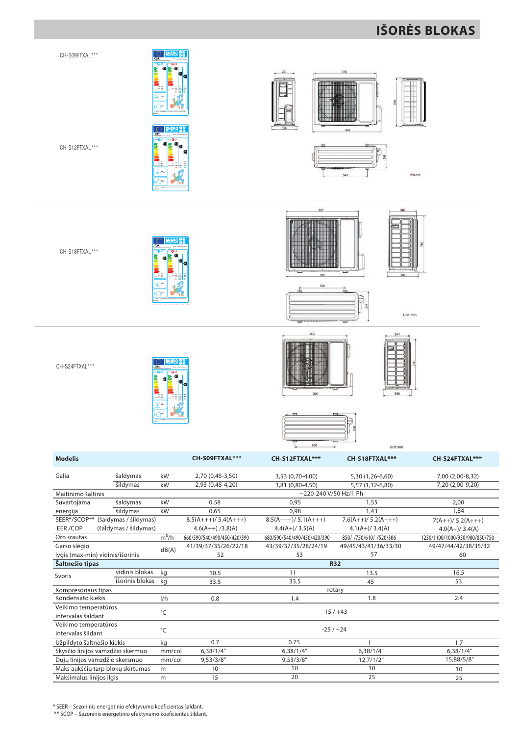# IŠORĖS BLOKAS

CH-S09FTXAL***

CH-S12FTXAL***

CH-S18FTXAL***

CH-S24FTXAL***

| Modelis | | | CH-S09FTXAL*** | CH-S12FTXAL*** | CH-S18FTXAL*** | CH-S24FTXAL*** |
|---|---|---|---|---|---|---|
| Galia | šaldymas | kW | 2,70 (0,45-3,50) | 3,53 (0,70-4,00) | 5,30 (1,26-6,60) | 7,00 (2,00-8,32) |
| | šildymas | kW | 2,93 (0,45-4,20) | 3,81 (0,80-4,50) | 5,57 (1,12-6,80) | 7,20 (2,00-9,20) |
| Maitinimo šaltinis | | | ~220-240 V/50 Hz/1 Ph | | | |
| Suvartojama energija | šaldymas | kW | 0,58 | 0,95 | 1,55 | 2,00 |
| | šildymas | kW | 0,65 | 0,98 | 1,43 | 1,84 |
| SEER*/SCOP** | (šaldymas / šildymas) | | 8.5(A+++)/ 5.4(A+++) | 8.5(A+++)/ 5.1(A+++) | 7.6(A++)/ 5.2(A+++) | 7(A++)/ 5.2(A+++) |
| EER /COP | (šaldymas / šildymas) | | 4.6(A++) /3.8(A) | 4.4(A+)/ 3.5(A) | 4.1(A+)/ 3.4(A) | 4.0(A+)/ 3.4(A) |
| Oro srautas | | $m^3$/h | 660/590/540/490/450/420/390 | 680/590/540/490/450/420/390 | 850/-/750/610/-/520/306 | 1250/1100/1000/950/900/850/750 |
| Garso slėgio lygis (max-min) vidinis/išorinis | | dB(A) | 41/39/37/35/26/22/18 | 43/39/37/35/28/24/19 | 49/45/43/41/36/33/30 | 49/47/44/42/38/35/32 |
| | | | 52 | 53 | 57 | 60 |
| **Šaltnešio tipas** | | | **R32** | | | |
| Svoris | vidinis blokas | kg | 10.5 | 11 | 13.5 | 16.5 |
| | išorinis blokas | kg | 33.5 | 33.5 | 45 | 53 |
| Kompresoriaus tipas | | | rotary | | | |
| Kondensato kiekis | | l/h | 0.8 | 1.4 | 1.8 | 2.4 |
| Veikimo temperatūros intervalas šaldant | | °C | -15 / +43 | | | |
| Veikimo temperatūros intervalas šildant | | °C | -25 / +24 | | | |
| Užpildyto šaltnešio kiekis | | kg | 0.7 | 0.75 | 1 | 1.7 |
| Skysčio linijos vamzdžio skermuo | | mm/col | 6,38/1/4" | 6,38/1/4" | 6,38/1/4" | 6,38/1/4" |
| Dujų linijos vamzdžio skersmuo | | mm/col | 9,53/3/8" | 9,53/3/8" | 12,7/1/2" | 15,88/5/8" |
| Maks aukščių tarp blokų skirtumas | | m | 10 | 10 | 10 | 10 |
| Maksimalus linijos ilgis | | m | 15 | 20 | 25 | 25 |

\* SEER – Sezoninis energetinio efektyvumo koeficientas šaldant.
\*\* SCOP – Sezoninis energetinio efektyvumo koeficientas šildant.